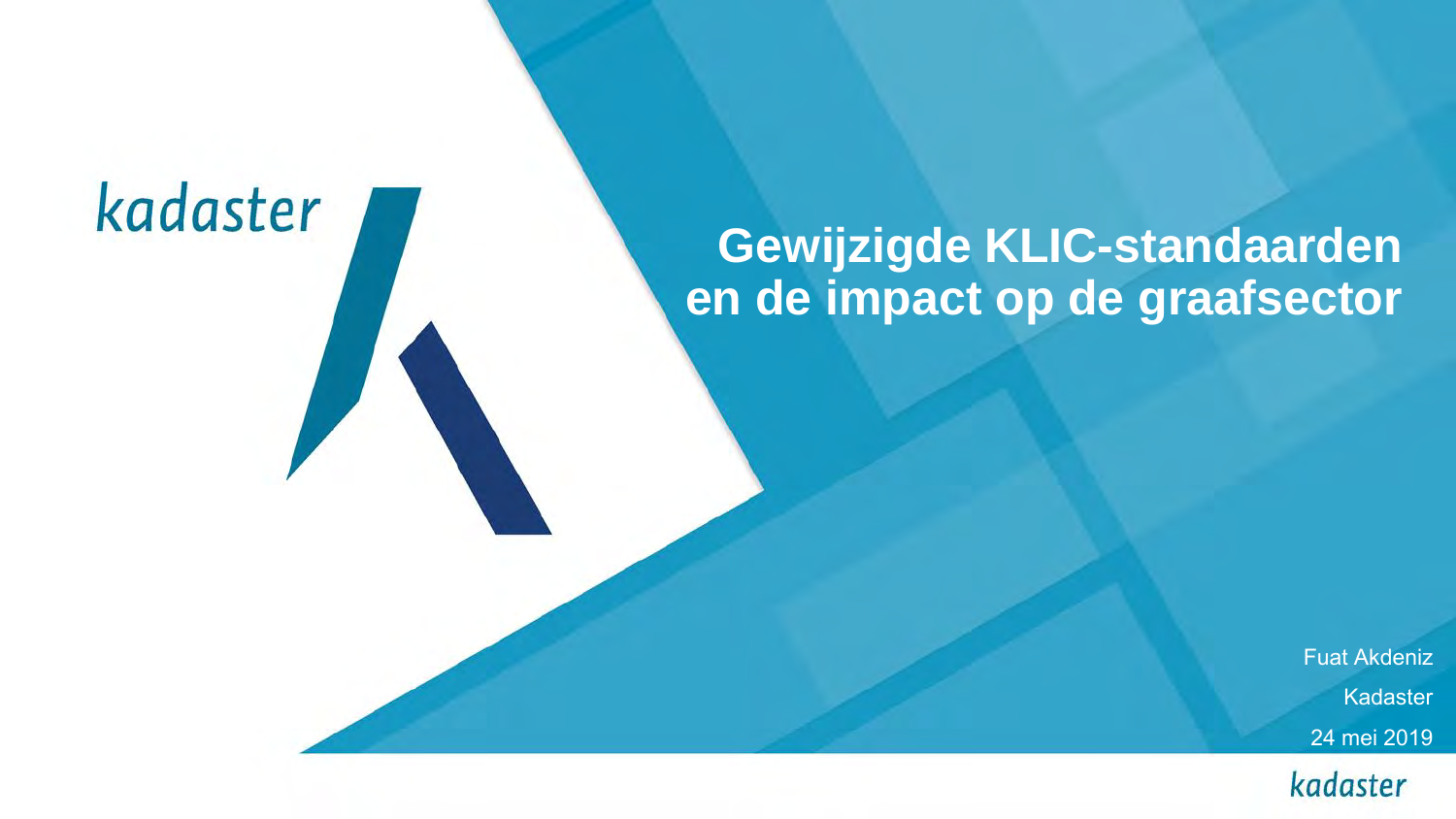kadaster

# Gewijzigde KLIC-standaarden en de impact op de graafsector

Fuat Akdeniz

Kadaster

24 mei 2019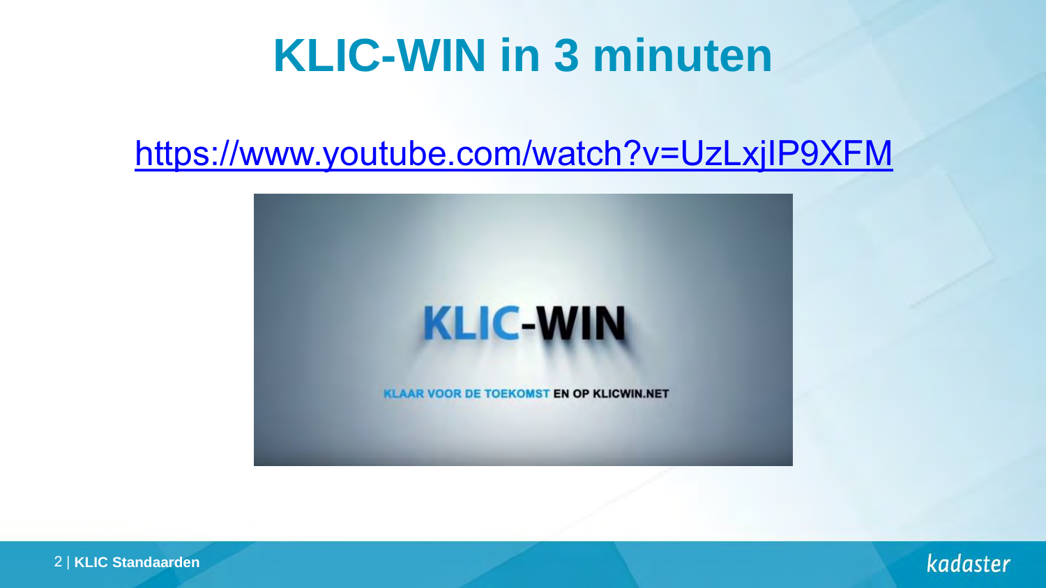# KLIC-WIN in 3 minuten

https://www.youtube.com/watch?v=UzLxjIP9XFM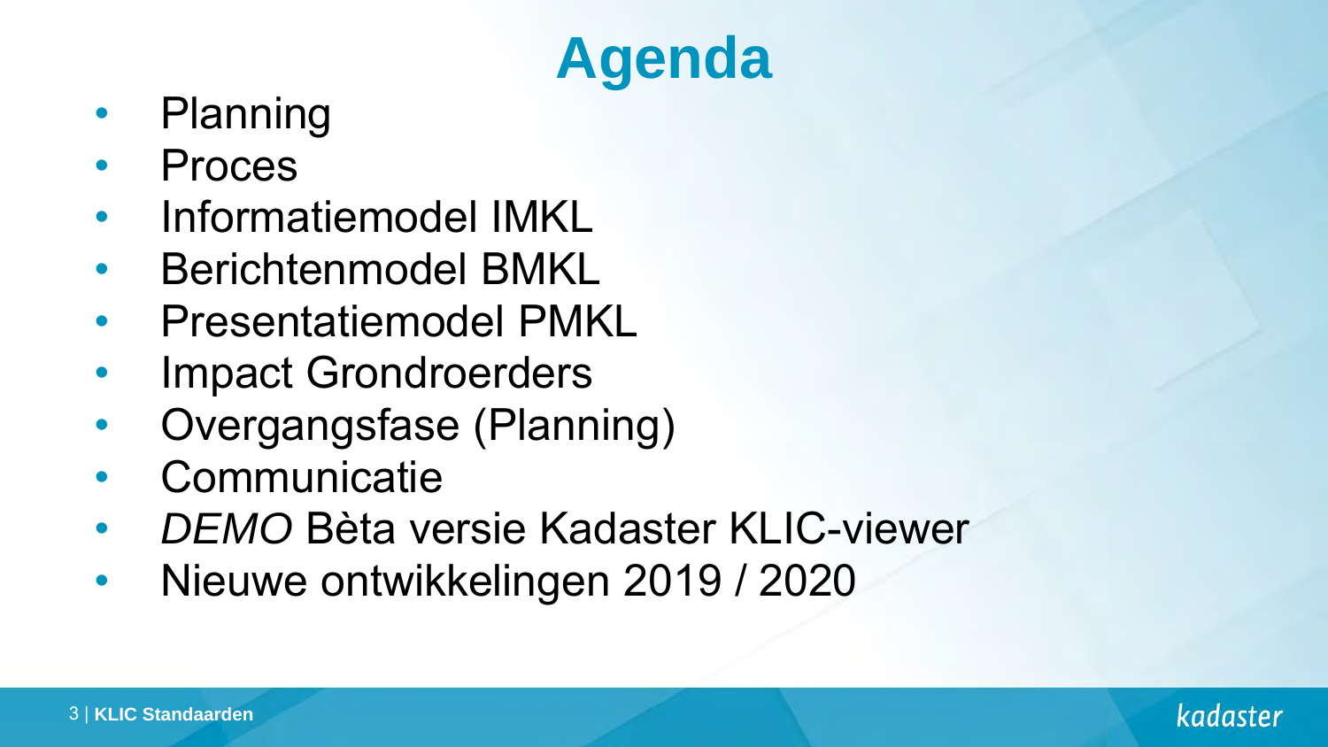# Agenda

- Planning
- Proces
- Informatiemodel IMKL
- Berichtenmodel BMKL
- Presentatiemodel PMKL
- Impact Grondroerders
- Overgangsfase (Planning)
- Communicatie
- *DEMO* Bèta versie Kadaster KLIC-viewer
- Nieuwe ontwikkelingen 2019 / 2020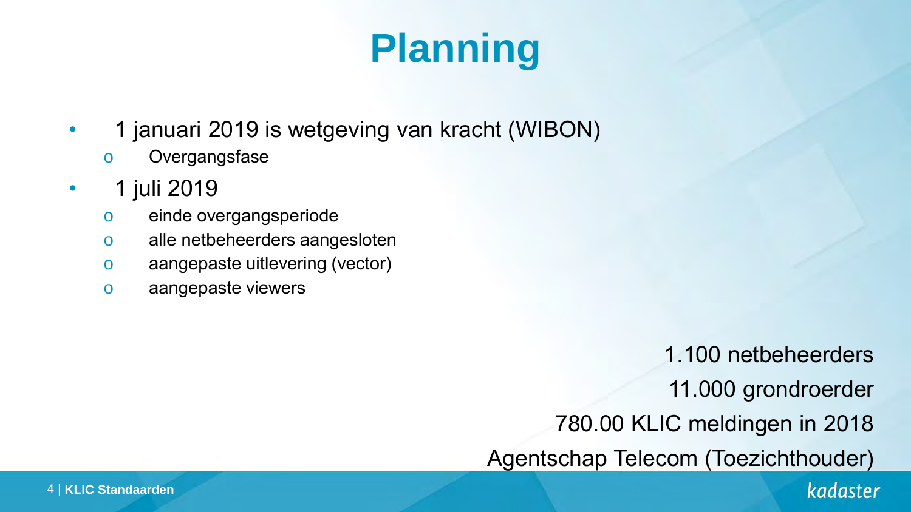# Planning

- 1 januari 2019 is wetgeving van kracht (WIBON)
  - Overgangsfase
- 1 juli 2019
  - einde overgangsperiode
  - alle netbeheerders aangesloten
  - aangepaste uitlevering (vector)
  - aangepaste viewers

1.100 netbeheerders

11.000 grondroerder

780.00 KLIC meldingen in 2018

Agentschap Telecom (Toezichthouder)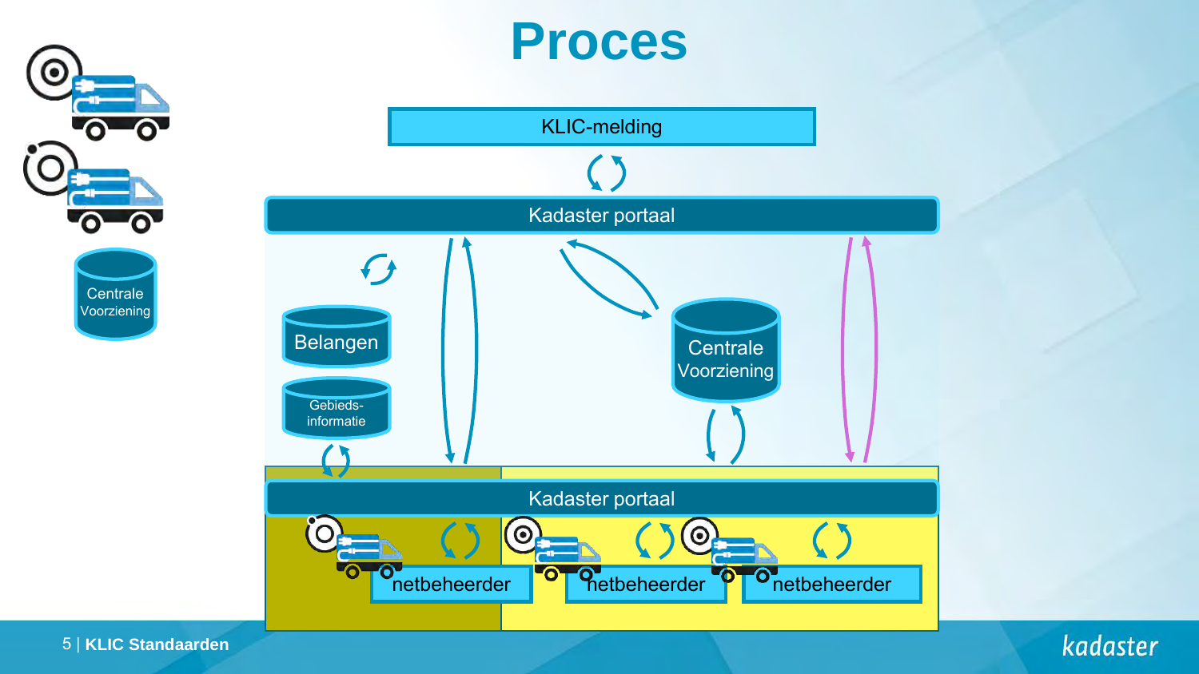# Proces

KLIC-melding

Kadaster portaal

Belangen

Gebieds-informatie

Centrale Voorziening

Kadaster portaal

netbeheerder

netbeheerder

netbeheerder

Centrale Voorziening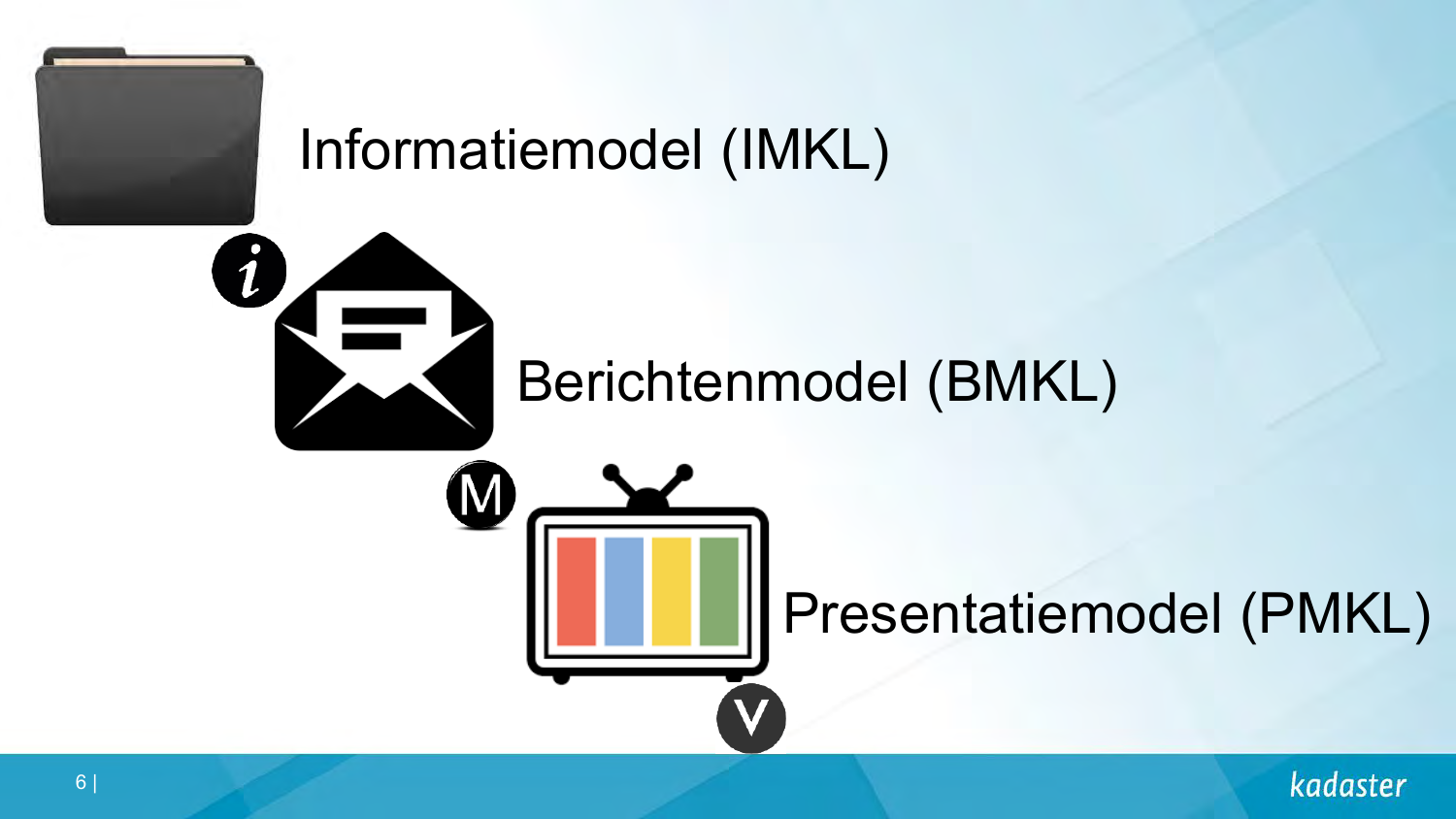Informatiemodel (IMKL)

Berichtenmodel (BMKL)

Presentatiemodel (PMKL)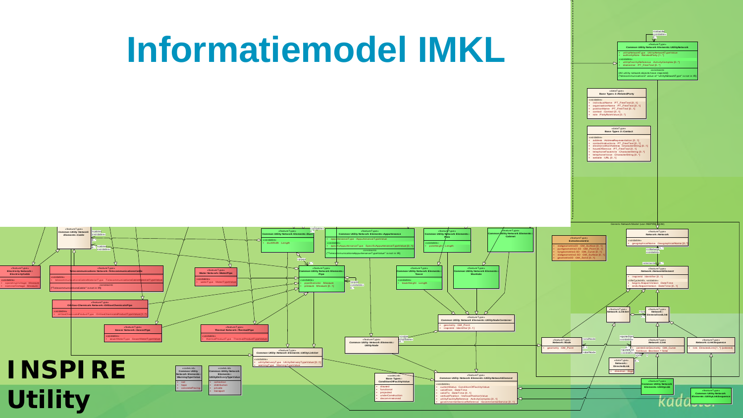# Informatiemodel IMKL

**INSPIRE Utility**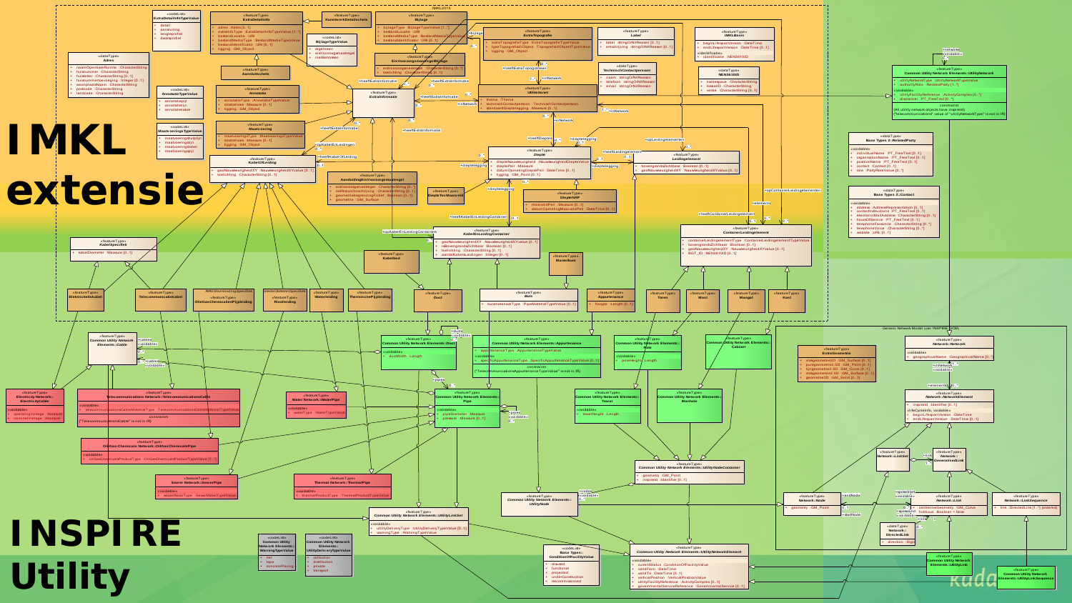# IMKL extensie

# INSPIRE Utility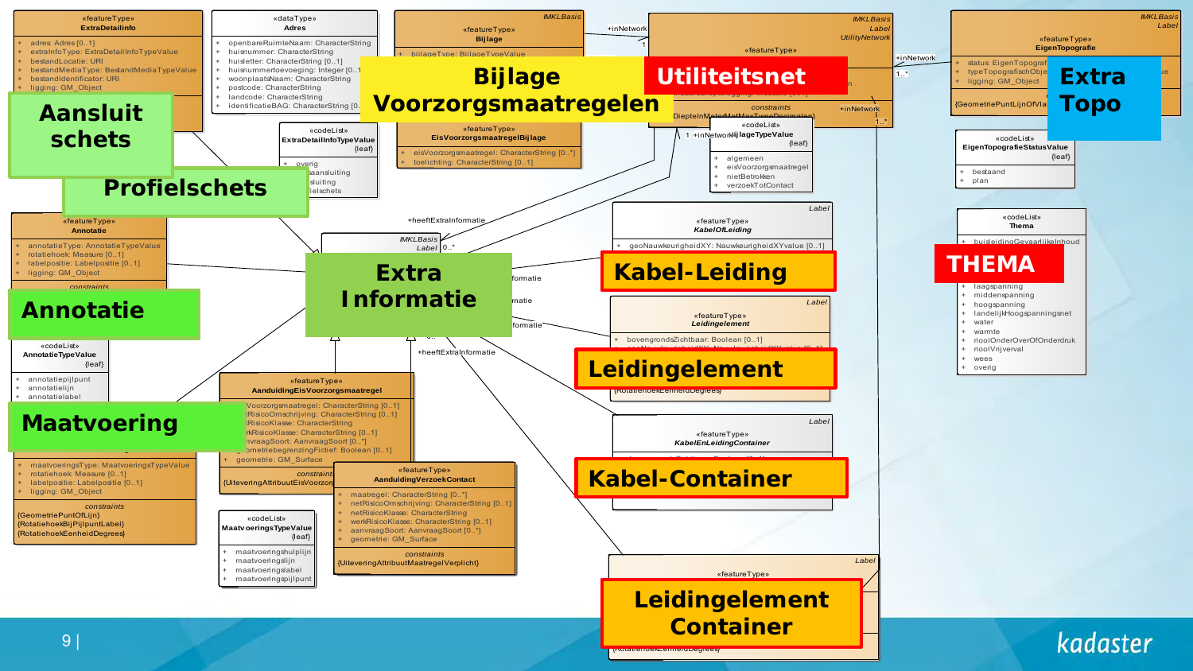Aansluit schets

Profielschets

Bijlage Voorzorgsmaatregelen

Utiliteitsnet

Extra Topo

Annotatie

Extra Informatie

Kabel-Leiding

THEMA

Leidingelement

Maatvoering

Kabel-Container

Leidingelement Container

«featureType» ExtraDetailinfo
- adres: Adres [0..1]
- extraInfoType: ExtraDetailInfoTypeValue
- bestandLocatie: URI
- bestandMediaType: BestandMediaTypeValue
- bestandIdentificator: URI
- ligging: GM_Object

«dataType» Adres
- openbareRuimteNaam: CharacterString
- huisnummer: CharacterString
- huisletter: CharacterString [0..1]
- huisnummertoevoeging: Integer [0..1]
- woonplaatsNaam: CharacterString
- postcode: CharacterString
- landcode: CharacterString
- identificatieBAG: CharacterString [0..1]

«codeList» ExtraDetailInfoTypeValue {leaf}
- overig
- aansluiting
- sluiting
- ielschets

«featureType» Bijlage
- bijlageType: BijlageTypeValue

«featureType» EisVoorzorgsmaatregelBijlage
- eisVoorzorgsmaatregel: CharacterString [0..*]
- toelichting: CharacterString [0..1]

«featureType» UtilityNetwork (IMKLBasis Label)
constraints: DiepteInMeterMetMaxTweeDecimalen

«codeList» BijlageTypeValue {leaf}
- algemeen
- eisVoorzorgsmaatregel
- nietBetrokken
- verzoektotContact

«featureType» EigenTopografie
- status: EigenTopografieStatusValue
- typeTopografischObject
- ligging: GM_Object
{GeometriePuntLijnOfVlak}

«codeList» EigenTopografieStatusValue {leaf}
- bestaand
- plan

«codeList» Thema
- buisleidingGevaarlijkeInhoud
- laagspanning
- middenspanning
- hoogspanning
- landelijkHoogspanningsnet
- water
- warmte
- rioolOnderOverOfOnderdruk
- rioolVrijverval
- wees
- overig

«featureType» Annotatie
- annotatieType: AnnotatieTypeValue
- rotatiehoek: Measure [0..1]
- labelpositie: Labelpositie [0..1]
- ligging: GM_Object

«codeList» AnnotatieTypeValue {leaf}
- annotatiepijlpunt
- annotatielijn
- annotatielabel

«featureType» KabelOfLeiding
- geoNauwkeurigheidXY: NauwkeurigheidXYvalue [0..1]

«featureType» Leidingelement
- bovengrondsZichtbaar: Boolean [0..1]
{RotatiehoekEenheidDegrees}

«featureType» KabelEnLeidingContainer

«featureType» AanduidingEisVoorzorgsmaatregel
- eisVoorzorgsmaatregel: CharacterString [0..*]
- netRisicoOmschrijving: CharacterString [0..1]
- netRisicoKlasse: CharacterString
- werkRisicoKlasse: CharacterString [0..1]
- aanvraagSoort: AanvraagSoort [0..*]
- geometriebegrenzingFictief: Boolean [0..1]
- geometrie: GM_Surface
constraints: {UiteveringAttribuutEisVoorzorg...}

«featureType» AanduidingVerzoekContact
- maatregel: CharacterString [0..*]
- netRisicoOmschrijving: CharacterString [0..1]
- netRisicoKlasse: CharacterString
- werkRisicoKlasse: CharacterString [0..1]
- aanvraagSoort: AanvraagSoort [0..*]
- geometrie: GM_Surface
constraints: {UiteveringAttribuutMaatregelVerplicht}

Maatvoering
- maatvoeringsType: MaatvoeringsTypeValue
- rotatiehoek: Measure [0..1]
- labelpositie: Labelpositie [0..1]
- ligging: GM_Object
constraints: {GeometriePuntOfLijn} {RotatiehoekBijPijlpuntLabel} {RotatiehoekEenheidDegrees}

«codeList» MaatvoeringsTypeValue {leaf}
- maatvoeringshulplijn
- maatvoeringslijn
- maatvoeringslabel
- maatvoeringspijlpunt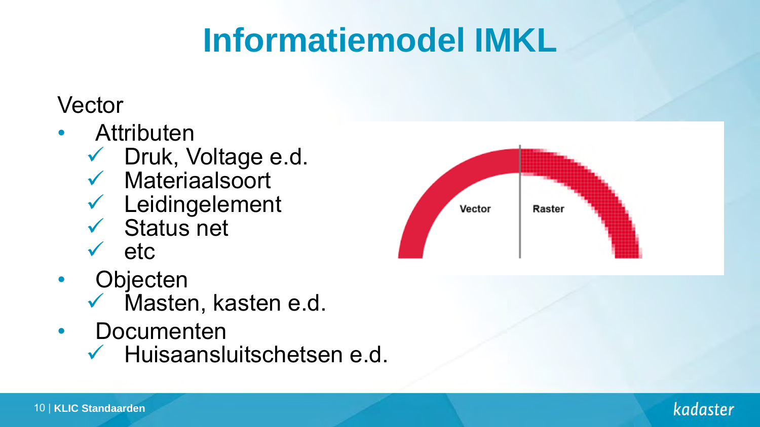# Informatiemodel IMKL

Vector

- Attributen
  - ✓ Druk, Voltage e.d.
  - ✓ Materiaalsoort
  - ✓ Leidingelement
  - ✓ Status net
  - ✓ etc
- Objecten
  - ✓ Masten, kasten e.d.
- Documenten
  - ✓ Huisaansluitschetsen e.d.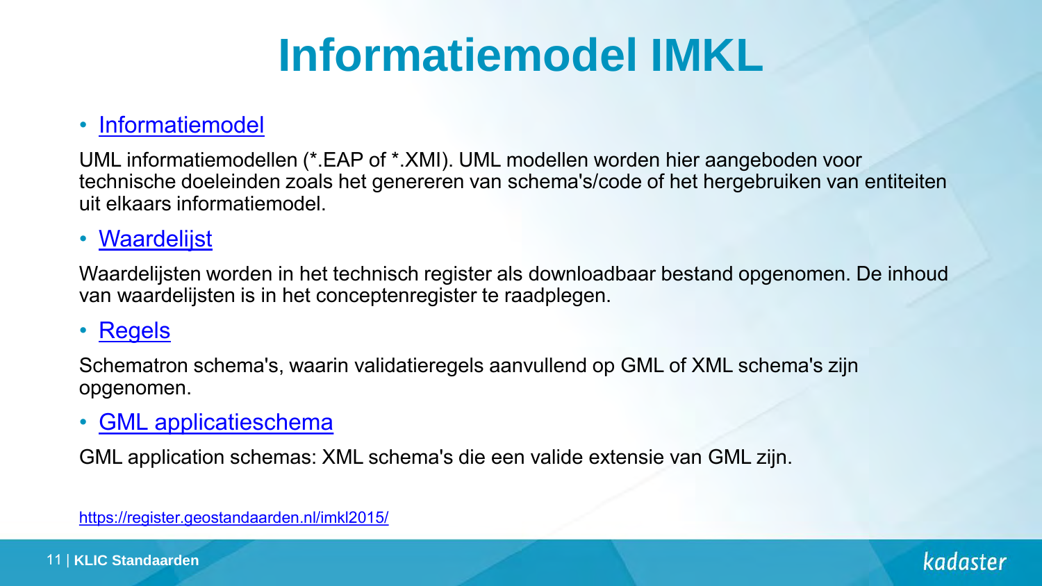# Informatiemodel IMKL

- Informatiemodel

UML informatiemodellen (*.EAP of *.XMI). UML modellen worden hier aangeboden voor technische doeleinden zoals het genereren van schema's/code of het hergebruiken van entiteiten uit elkaars informatiemodel.

- Waardelijst

Waardelijsten worden in het technisch register als downloadbaar bestand opgenomen. De inhoud van waardelijsten is in het conceptenregister te raadplegen.

- Regels

Schematron schema's, waarin validatieregels aanvullend op GML of XML schema's zijn opgenomen.

- GML applicatieschema

GML application schemas: XML schema's die een valide extensie van GML zijn.

https://register.geostandaarden.nl/imkl2015/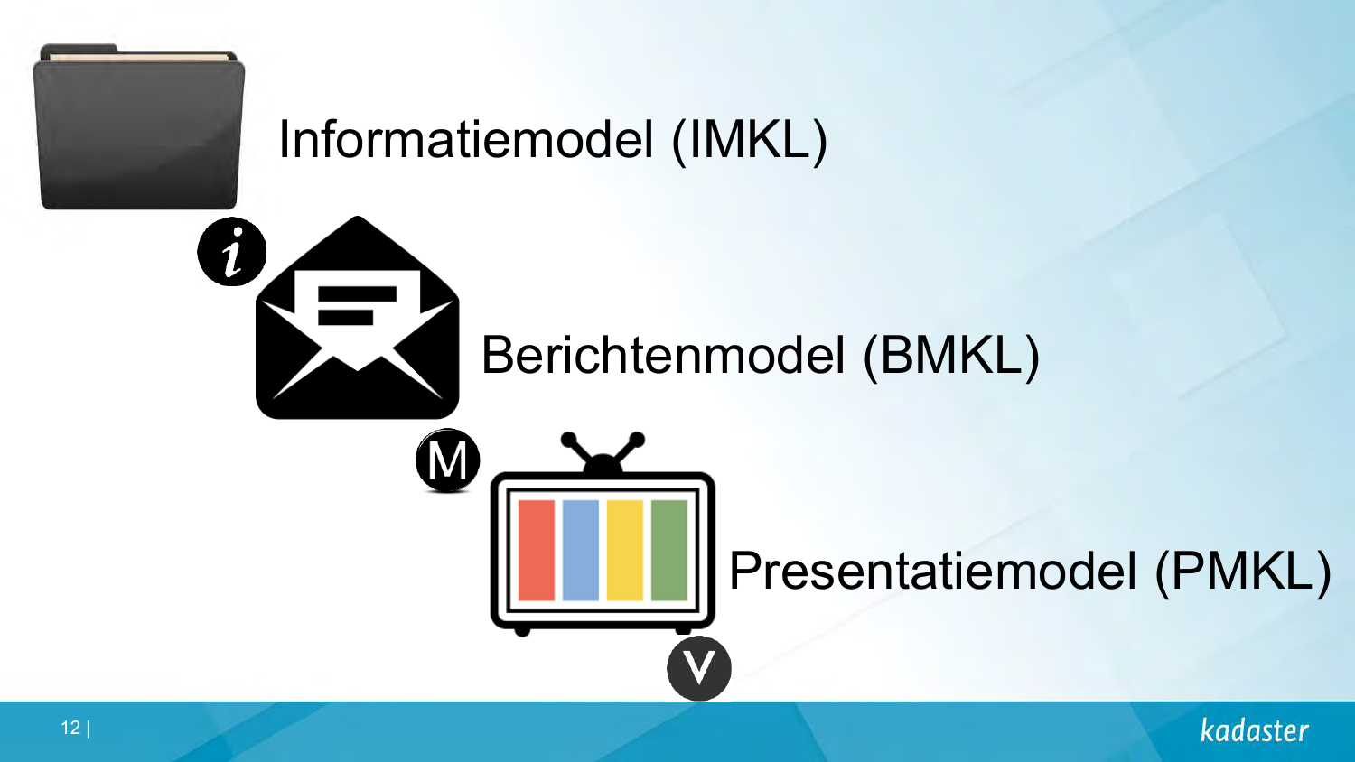Informatiemodel (IMKL)

Berichtenmodel (BMKL)

Presentatiemodel (PMKL)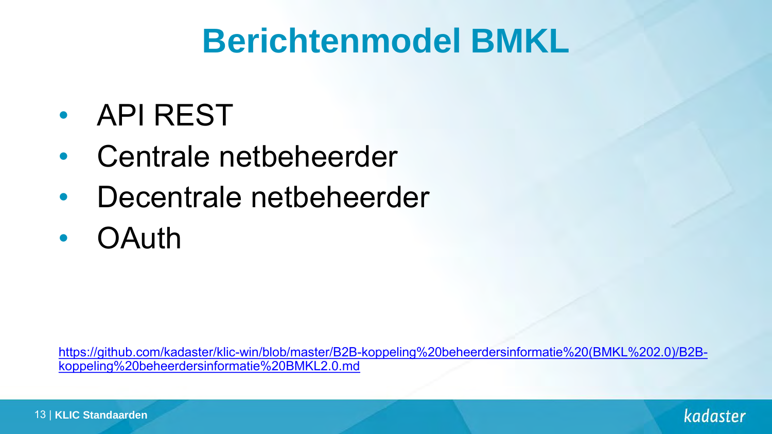# Berichtenmodel BMKL

- API REST
- Centrale netbeheerder
- Decentrale netbeheerder
- OAuth

[https://github.com/kadaster/klic-win/blob/master/B2B-koppeling%20beheerdersinformatie%20(BMKL%202.0)/B2B-koppeling%20beheerdersinformatie%20BMKL2.0.md](https://github.com/kadaster/klic-win/blob/master/B2B-koppeling%20beheerdersinformatie%20(BMKL%202.0)/B2B-koppeling%20beheerdersinformatie%20BMKL2.0.md)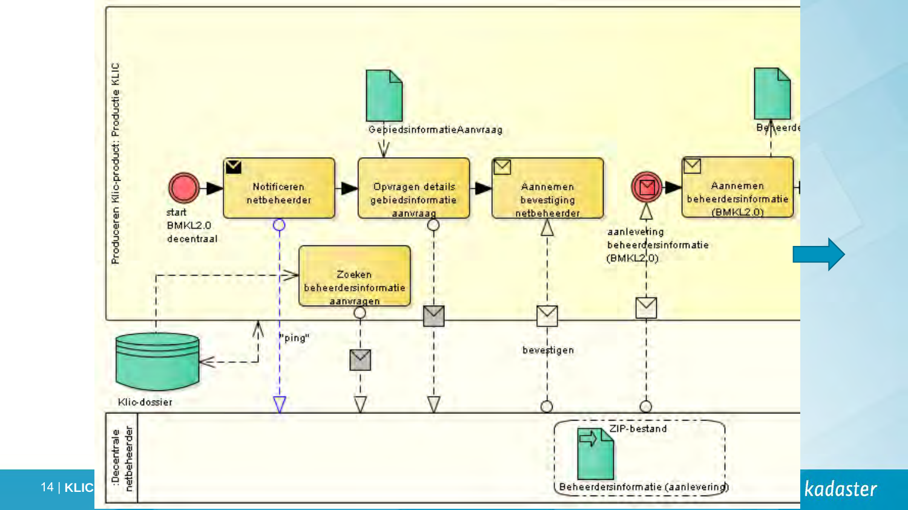Produceren Klic-product: Productie KLIC

start BMKL2.0 decentraal

Notificeren netbeheerder

GebiedsinformatieAanvraag

Opvragen details gebiedsinformatie aanvraag

Aannemen bevestiging netbeheerder

aanlevering beheerdersinformatie (BMKL2.0)

Aannemen beheerdersinformatie (BMKL2.0)

Beheerde

Zoeken beheerdersinformatie aanvragen

"ping"

bevestigen

Klic-dossier

:Decentrale netbeheerder

ZIP-bestand

Beheerdersinformatie (aanlevering)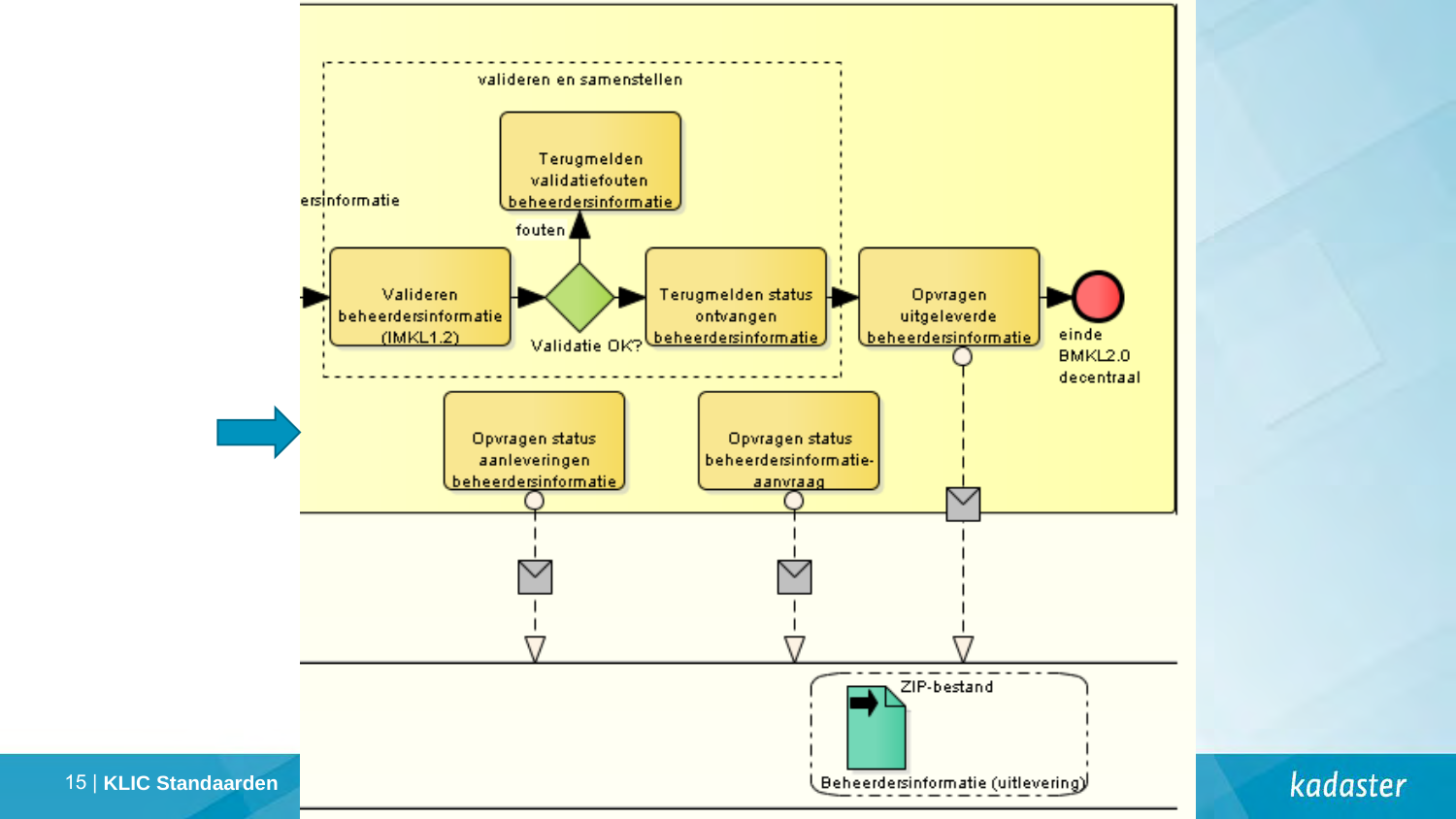valideren en samenstellen

ersinformatie

Terugmelden validatiefouten beheerdersinformatie

fouten

Valideren beheerdersinformatie (IMKL1.2)

Validatie OK?

Terugmelden status ontvangen beheerdersinformatie

Opvragen uitgeleverde beheerdersinformatie

einde BMKL2.0 decentraal

Opvragen status aanleveringen beheerdersinformatie

Opvragen status beheerdersinformatie-aanvraag

ZIP-bestand

Beheerdersinformatie (uitlevering)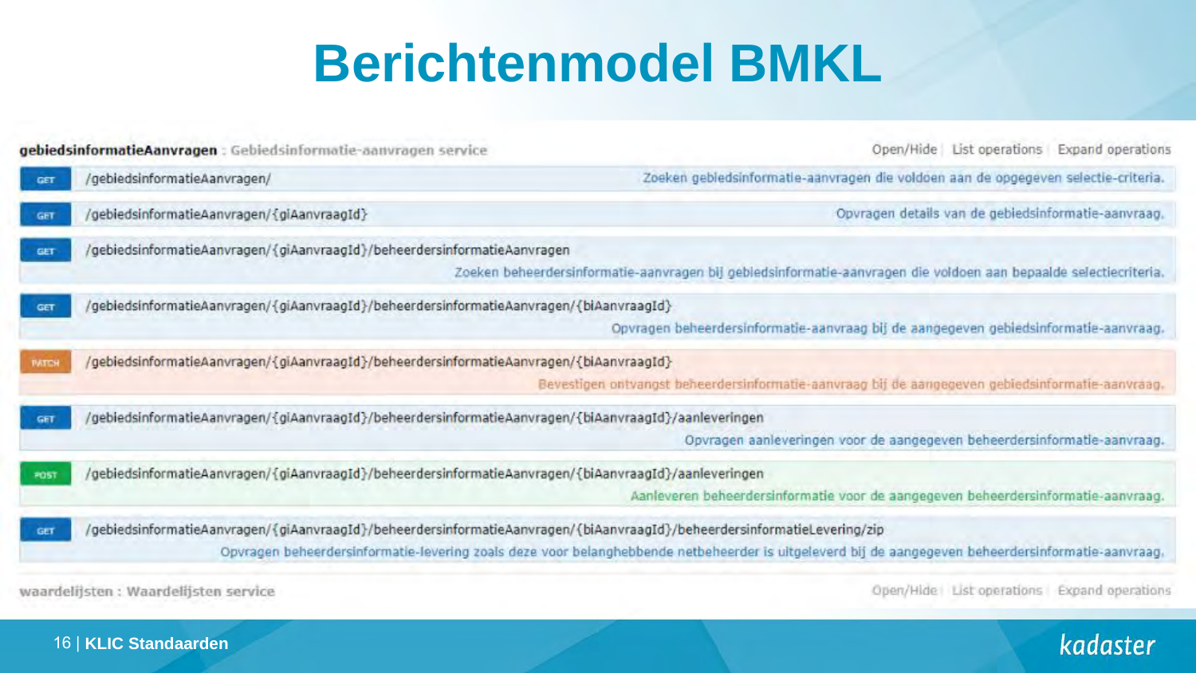# Berichtenmodel BMKL

**gebiedsinformatieAanvragen** : Gebiedsinformatie-aanvragen service

Open/Hide | List operations | Expand operations

| Method | Path | Description |
|---|---|---|
| GET | /gebiedsinformatieAanvragen/ | Zoeken gebiedsinformatie-aanvragen die voldoen aan de opgegeven selectie-criteria. |
| GET | /gebiedsinformatieAanvragen/{giAanvraagId} | Opvragen details van de gebiedsinformatie-aanvraag. |
| GET | /gebiedsinformatieAanvragen/{giAanvraagId}/beheerdersinformatieAanvragen | Zoeken beheerdersinformatie-aanvragen bij gebiedsinformatie-aanvragen die voldoen aan bepaalde selectiecriteria. |
| GET | /gebiedsinformatieAanvragen/{giAanvraagId}/beheerdersinformatieAanvragen/{biAanvraagId} | Opvragen beheerdersinformatie-aanvraag bij de aangegeven gebiedsinformatie-aanvraag. |
| PATCH | /gebiedsinformatieAanvragen/{giAanvraagId}/beheerdersinformatieAanvragen/{biAanvraagId} | Bevestigen ontvangst beheerdersinformatie-aanvraag bij de aangegeven gebiedsinformatie-aanvraag. |
| GET | /gebiedsinformatieAanvragen/{giAanvraagId}/beheerdersinformatieAanvragen/{biAanvraagId}/aanleveringen | Opvragen aanleveringen voor de aangegeven beheerdersinformatie-aanvraag. |
| POST | /gebiedsinformatieAanvragen/{giAanvraagId}/beheerdersinformatieAanvragen/{biAanvraagId}/aanleveringen | Aanleveren beheerdersinformatie voor de aangegeven beheerdersinformatie-aanvraag. |
| GET | /gebiedsinformatieAanvragen/{giAanvraagId}/beheerdersinformatieAanvragen/{biAanvraagId}/beheerdersinformatieLevering/zip | Opvragen beheerdersinformatie-levering zoals deze voor belanghebbende netbeheerder is uitgeleverd bij de aangegeven beheerdersinformatie-aanvraag. |

**waardelijsten** : Waardelijsten service

Open/Hide | List operations | Expand operations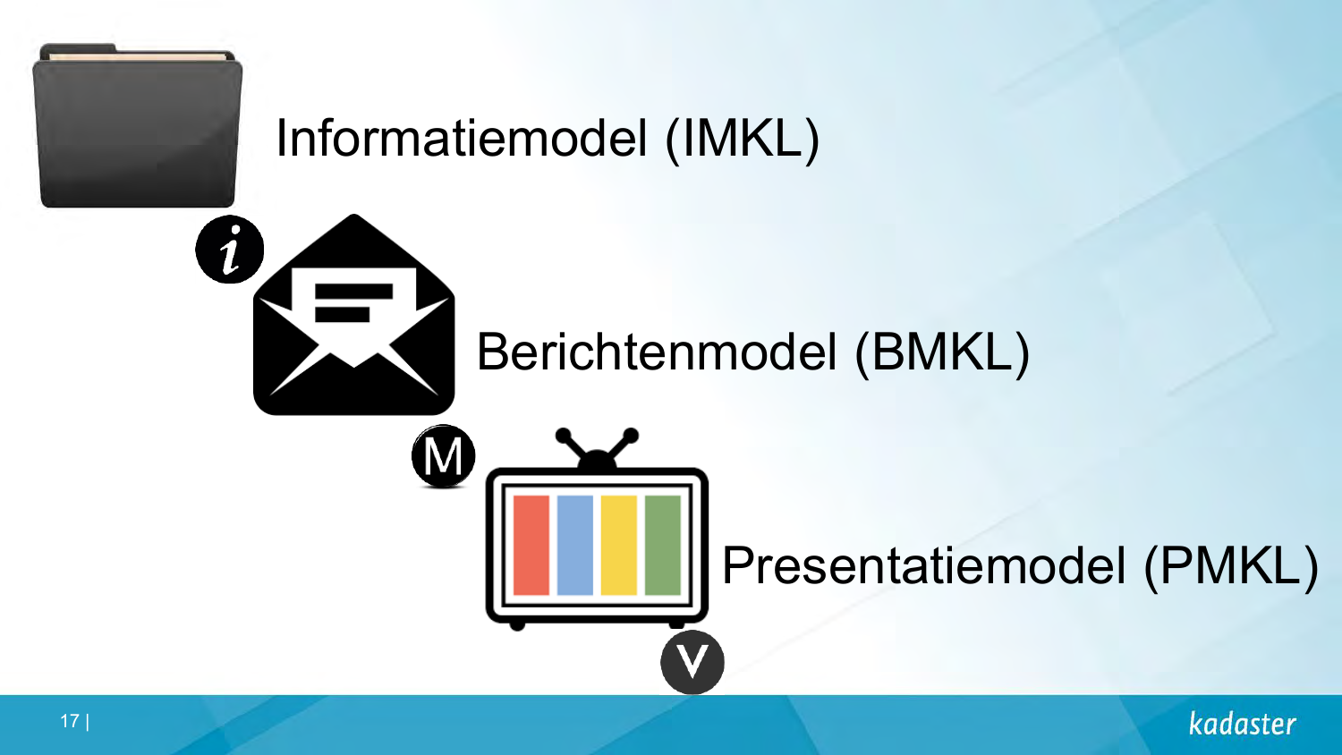Informatiemodel (IMKL)

Berichtenmodel (BMKL)

Presentatiemodel (PMKL)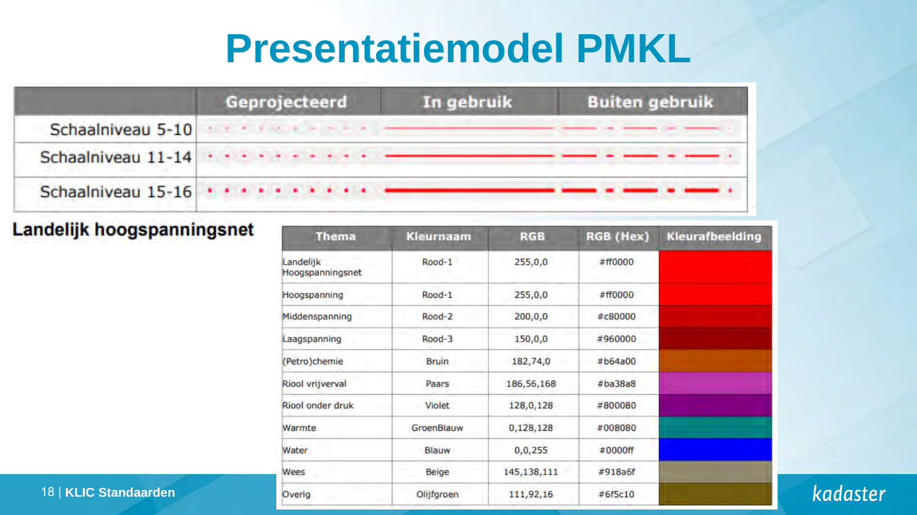# Presentatiemodel PMKL

| | Geprojecteerd | In gebruik | Buiten gebruik |
|---|---|---|---|
| Schaalniveau 5-10 | | | |
| Schaalniveau 11-14 | | | |
| Schaalniveau 15-16 | | | |

**Landelijk hoogspanningsnet**

| Thema | Kleurnaam | RGB | RGB (Hex) | Kleurafbeelding |
|---|---|---|---|---|
| Landelijk Hoogspanningsnet | Rood-1 | 255,0,0 | #ff0000 | |
| Hoogspanning | Rood-1 | 255,0,0 | #ff0000 | |
| Middenspanning | Rood-2 | 200,0,0 | #c80000 | |
| Laagspanning | Rood-3 | 150,0,0 | #960000 | |
| (Petro)chemie | Bruin | 182,74,0 | #b64a00 | |
| Riool vrijverval | Paars | 186,56,168 | #ba38a8 | |
| Riool onder druk | Violet | 128,0,128 | #800080 | |
| Warmte | GroenBlauw | 0,128,128 | #008080 | |
| Water | Blauw | 0,0,255 | #0000ff | |
| Wees | Beige | 145,138,111 | #918a6f | |
| Overig | Olijfgroen | 111,92,16 | #6f5c10 | |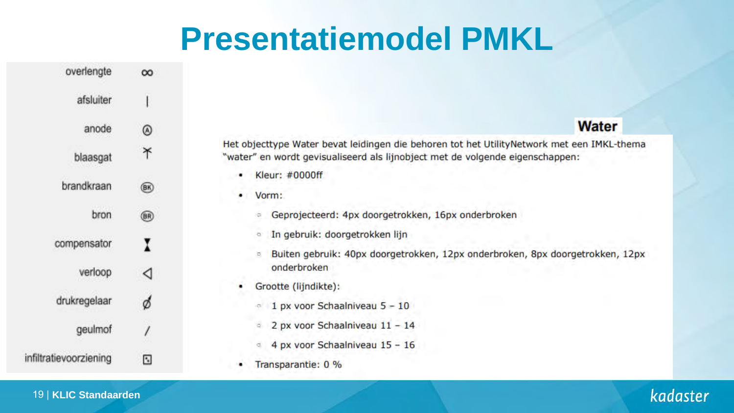# Presentatiemodel PMKL

| | |
|---|---|
| overlengte | ∞ |
| afsluiter | \| |
| anode | Ⓐ |
| blaasgat | ⚲ |
| brandkraan | (BK) |
| bron | (BR) |
| compensator | ⧗ |
| verloop | ◁ |
| drukregelaar | ∅ |
| geulmof | / |
| infiltratievoorziening | ⊡ |

## Water

Het objecttype Water bevat leidingen die behoren tot het UtilityNetwork met een IMKL-thema "water" en wordt gevisualiseerd als lijnobject met de volgende eigenschappen:

- Kleur: #0000ff
- Vorm:
  - Geprojecteerd: 4px doorgetrokken, 16px onderbroken
  - In gebruik: doorgetrokken lijn
  - Buiten gebruik: 40px doorgetrokken, 12px onderbroken, 8px doorgetrokken, 12px onderbroken
- Grootte (lijndikte):
  - 1 px voor Schaalniveau 5 – 10
  - 2 px voor Schaalniveau 11 – 14
  - 4 px voor Schaalniveau 15 – 16
- Transparantie: 0 %

KLIC Standaarden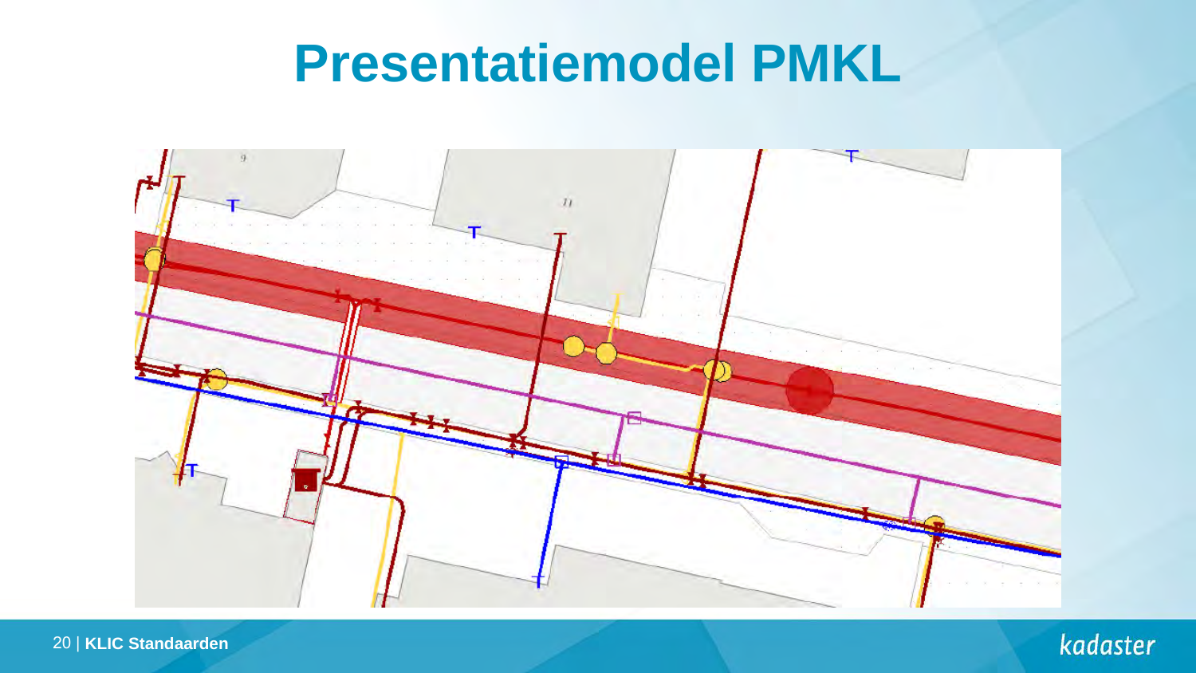# Presentatiemodel PMKL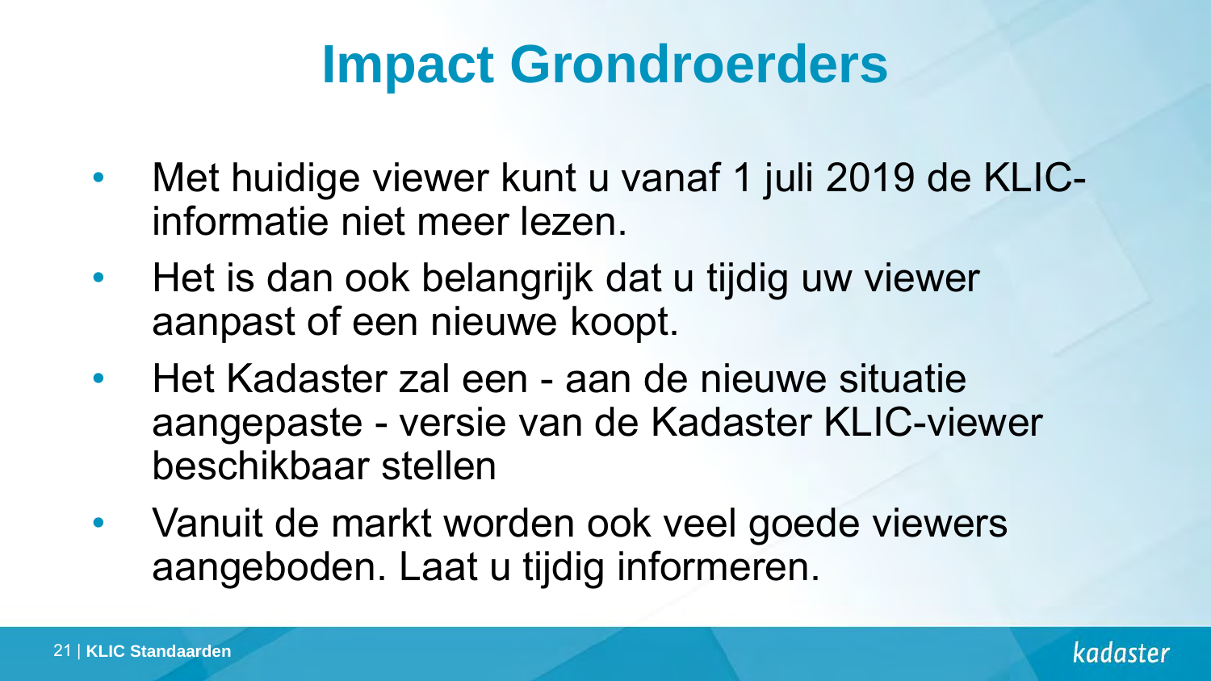# Impact Grondroerders

- Met huidige viewer kunt u vanaf 1 juli 2019 de KLIC-informatie niet meer lezen.
- Het is dan ook belangrijk dat u tijdig uw viewer aanpast of een nieuwe koopt.
- Het Kadaster zal een - aan de nieuwe situatie aangepaste - versie van de Kadaster KLIC-viewer beschikbaar stellen
- Vanuit de markt worden ook veel goede viewers aangeboden. Laat u tijdig informeren.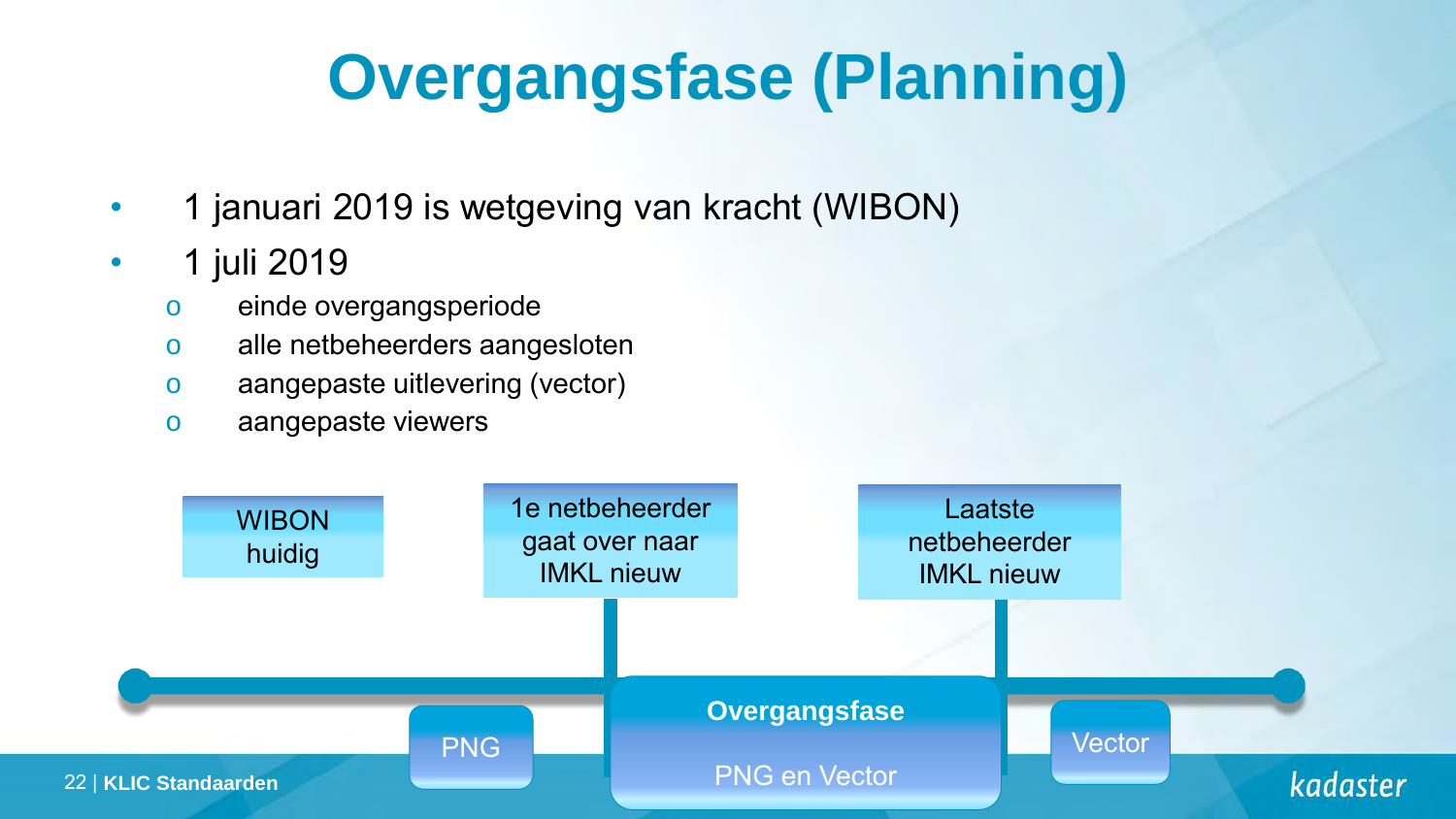# Overgangsfase (Planning)

- 1 januari 2019 is wetgeving van kracht (WIBON)
- 1 juli 2019
  - einde overgangsperiode
  - alle netbeheerders aangesloten
  - aangepaste uitlevering (vector)
  - aangepaste viewers

WIBON huidig

1e netbeheerder gaat over naar IMKL nieuw

Laatste netbeheerder IMKL nieuw

PNG

**Overgangsfase**

PNG en Vector

Vector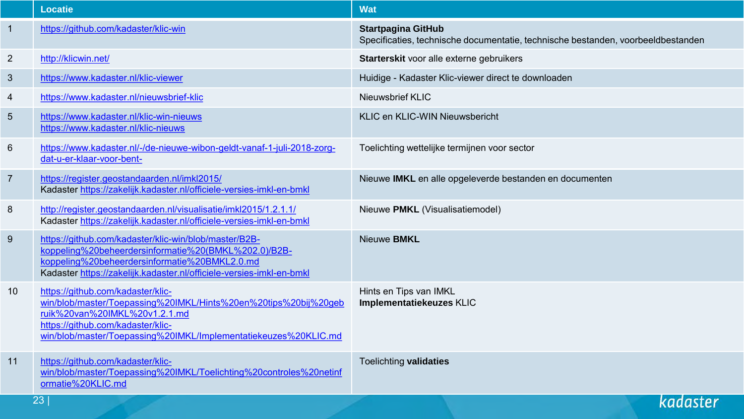|  | Locatie | Wat |
|---|---|---|
| 1 | https://github.com/kadaster/klic-win | **Startpagina GitHub**<br>Specificaties, technische documentatie, technische bestanden, voorbeeldbestanden |
| 2 | http://klicwin.net/ | **Starterskit** voor alle externe gebruikers |
| 3 | https://www.kadaster.nl/klic-viewer | Huidige - Kadaster Klic-viewer direct te downloaden |
| 4 | https://www.kadaster.nl/nieuwsbrief-klic | Nieuwsbrief KLIC |
| 5 | https://www.kadaster.nl/klic-win-nieuws<br>https://www.kadaster.nl/klic-nieuws | KLIC en KLIC-WIN Nieuwsbericht |
| 6 | https://www.kadaster.nl/-/de-nieuwe-wibon-geldt-vanaf-1-juli-2018-zorg-dat-u-er-klaar-voor-bent- | Toelichting wettelijke termijnen voor sector |
| 7 | https://register.geostandaarden.nl/imkl2015/<br>Kadaster https://zakelijk.kadaster.nl/officiele-versies-imkl-en-bmkl | Nieuwe **IMKL** en alle opgeleverde bestanden en documenten |
| 8 | http://register.geostandaarden.nl/visualisatie/imkl2015/1.2.1.1/<br>Kadaster https://zakelijk.kadaster.nl/officiele-versies-imkl-en-bmkl | Nieuwe **PMKL** (Visualisatiemodel) |
| 9 | https://github.com/kadaster/klic-win/blob/master/B2B-koppeling%20beheerdersinformatie%20(BMKL%202.0)/B2B-koppeling%20beheerdersinformatie%20BMKL2.0.md<br>Kadaster https://zakelijk.kadaster.nl/officiele-versies-imkl-en-bmkl | Nieuwe **BMKL** |
| 10 | https://github.com/kadaster/klic-win/blob/master/Toepassing%20IMKL/Hints%20en%20tips%20bij%20gebruik%20van%20IMKL%20v1.2.1.md<br>https://github.com/kadaster/klic-win/blob/master/Toepassing%20IMKL/Implementatiekeuzes%20KLIC.md | Hints en Tips van IMKL<br>**Implementatiekeuzes** KLIC |
| 11 | https://github.com/kadaster/klic-win/blob/master/Toepassing%20IMKL/Toelichting%20controles%20netinformatie%20KLIC.md | Toelichting **validaties** |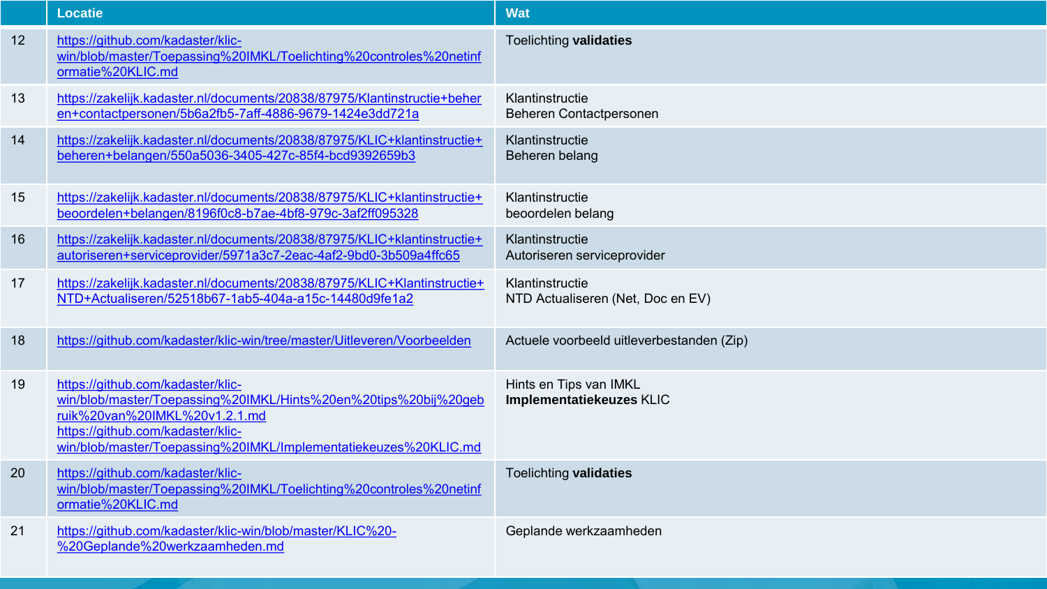|  | Locatie | Wat |
|---|---|---|
| 12 | https://github.com/kadaster/klic-win/blob/master/Toepassing%20IMKL/Toelichting%20controles%20netinformatie%20KLIC.md | Toelichting **validaties** |
| 13 | https://zakelijk.kadaster.nl/documents/20838/87975/Klantinstructie+beheren+contactpersonen/5b6a2fb5-7aff-4886-9679-1424e3dd721a | Klantinstructie<br>Beheren Contactpersonen |
| 14 | https://zakelijk.kadaster.nl/documents/20838/87975/KLIC+klantinstructie+beheren+belangen/550a5036-3405-427c-85f4-bcd9392659b3 | Klantinstructie<br>Beheren belang |
| 15 | https://zakelijk.kadaster.nl/documents/20838/87975/KLIC+klantinstructie+beoordelen+belangen/8196f0c8-b7ae-4bf8-979c-3af2ff095328 | Klantinstructie<br>beoordelen belang |
| 16 | https://zakelijk.kadaster.nl/documents/20838/87975/KLIC+klantinstructie+autoriseren+serviceprovider/5971a3c7-2eac-4af2-9bd0-3b509a4ffc65 | Klantinstructie<br>Autoriseren serviceprovider |
| 17 | https://zakelijk.kadaster.nl/documents/20838/87975/KLIC+Klantinstructie+NTD+Actualiseren/52518b67-1ab5-404a-a15c-14480d9fe1a2 | Klantinstructie<br>NTD Actualiseren (Net, Doc en EV) |
| 18 | https://github.com/kadaster/klic-win/tree/master/Uitleveren/Voorbeelden | Actuele voorbeeld uitleverbestanden (Zip) |
| 19 | https://github.com/kadaster/klic-win/blob/master/Toepassing%20IMKL/Hints%20en%20tips%20bij%20gebruik%20van%20IMKL%20v1.2.1.md<br>https://github.com/kadaster/klic-win/blob/master/Toepassing%20IMKL/Implementatiekeuzes%20KLIC.md | Hints en Tips van IMKL<br>**Implementatiekeuzes** KLIC |
| 20 | https://github.com/kadaster/klic-win/blob/master/Toepassing%20IMKL/Toelichting%20controles%20netinformatie%20KLIC.md | Toelichting **validaties** |
| 21 | https://github.com/kadaster/klic-win/blob/master/KLIC%20-%20Geplande%20werkzaamheden.md | Geplande werkzaamheden |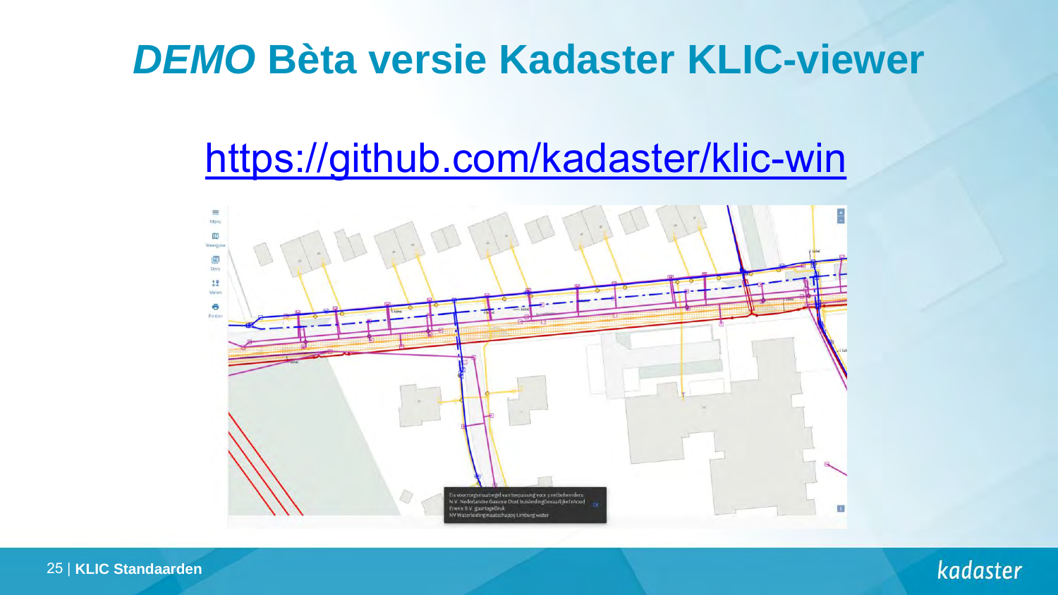# *DEMO* Bèta versie Kadaster KLIC-viewer

https://github.com/kadaster/klic-win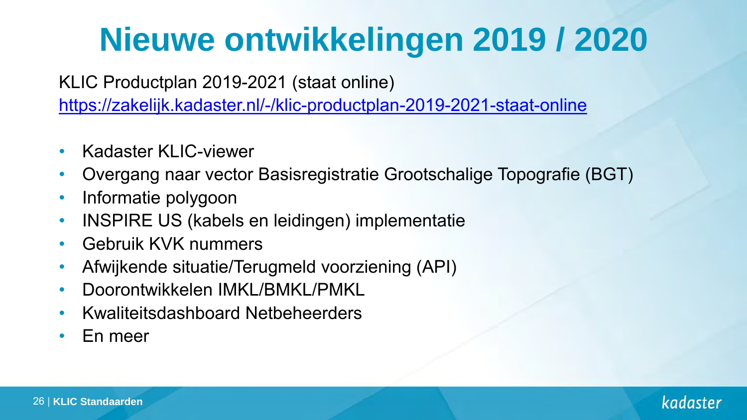# Nieuwe ontwikkelingen 2019 / 2020

KLIC Productplan 2019-2021 (staat online)
https://zakelijk.kadaster.nl/-/klic-productplan-2019-2021-staat-online

- Kadaster KLIC-viewer
- Overgang naar vector Basisregistratie Grootschalige Topografie (BGT)
- Informatie polygoon
- INSPIRE US (kabels en leidingen) implementatie
- Gebruik KVK nummers
- Afwijkende situatie/Terugmeld voorziening (API)
- Doorontwikkelen IMKL/BMKL/PMKL
- Kwaliteitsdashboard Netbeheerders
- En meer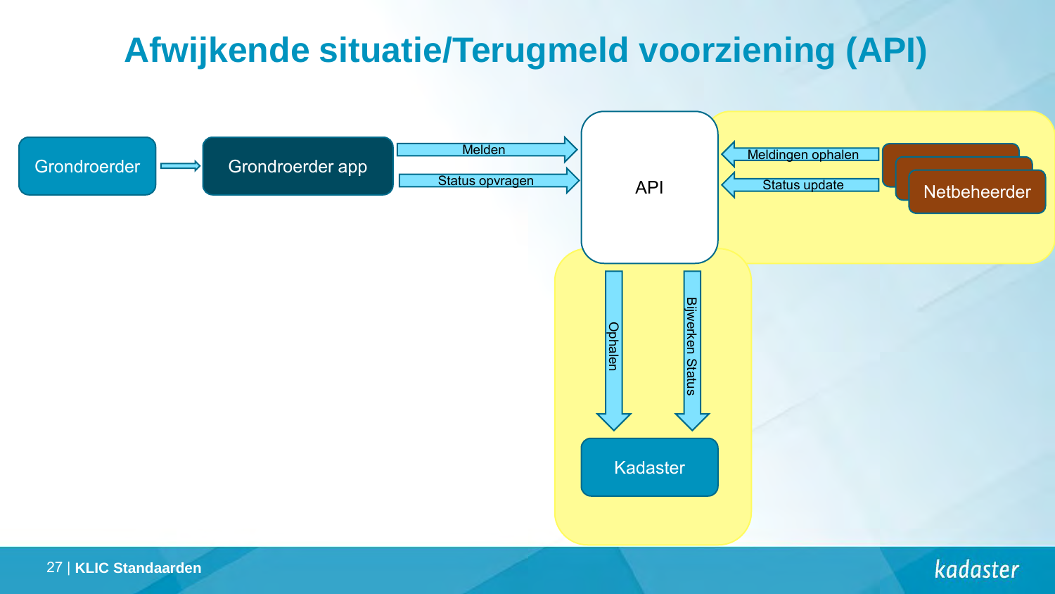# Afwijkende situatie/Terugmeld voorziening (API)

Grondroerder

Grondroerder app

Melden

Status opvragen

API

Meldingen ophalen

Status update

Netbeheerder

Ophalen

Bijwerken Status

Kadaster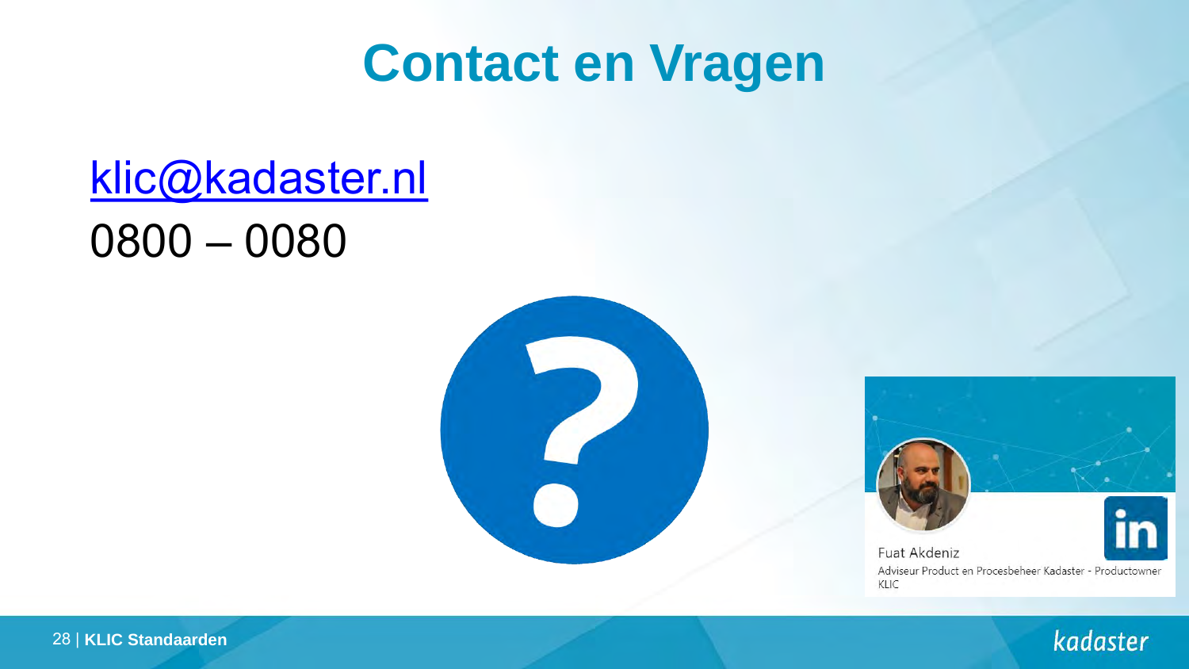# Contact en Vragen

klic@kadaster.nl

0800 – 0080

Fuat Akdeniz

Adviseur Product en Procesbeheer Kadaster - Productowner KLIC